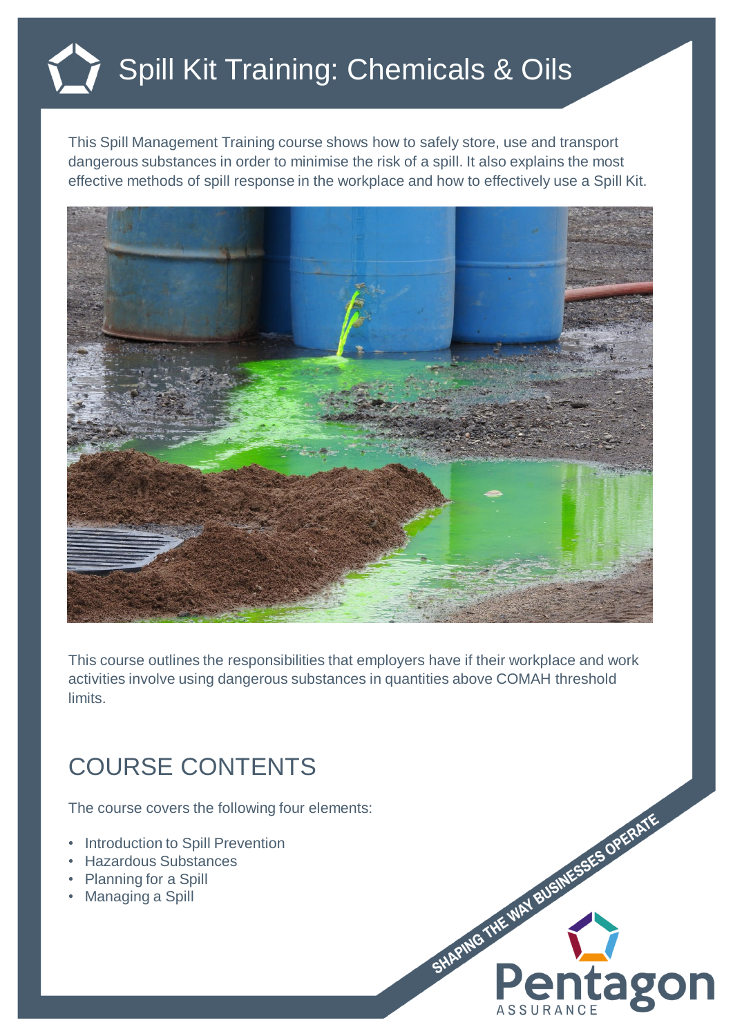# Spill Kit Training: Chemicals & Oils

This Spill Management Training course shows how to safely store, use and transport dangerous substances in order to minimise the risk of a spill. It also explains the most effective methods of spill response in the workplace and how to effectively use a Spill Kit.

This course outlines the responsibilities that employers have if their workplace and work activities involve using dangerous substances in quantities above COMAH threshold limits.

## COURSE CONTENTS

The course covers the following four elements:

- Introduction to Spill Prevention
- Hazardous Substances
- Planning for a Spill
- Managing a Spill

SHAPING THE WAY BUSINESSES OPERATE

Pentagon ASSURANCE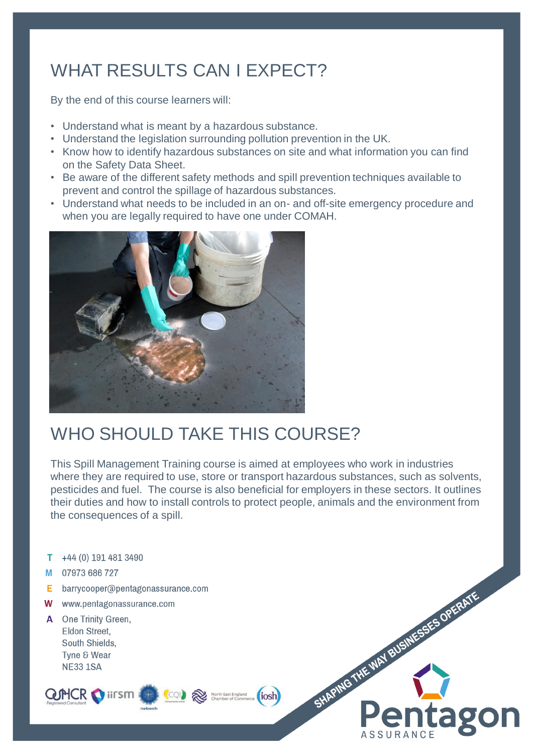## WHAT RESULTS CAN I EXPECT?

By the end of this course learners will:

- Understand what is meant by a hazardous substance.
- Understand the legislation surrounding pollution prevention in the UK.
- Know how to identify hazardous substances on site and what information you can find on the Safety Data Sheet.
- Be aware of the different safety methods and spill prevention techniques available to prevent and control the spillage of hazardous substances.
- Understand what needs to be included in an on- and off-site emergency procedure and when you are legally required to have one under COMAH.

## WHO SHOULD TAKE THIS COURSE?

This Spill Management Training course is aimed at employees who work in industries where they are required to use, store or transport hazardous substances, such as solvents, pesticides and fuel. The course is also beneficial for employers in these sectors. It outlines their duties and how to install controls to protect people, animals and the environment from the consequences of a spill.

**T** +44 (0) 191 481 3490
**M** 07973 686 727
**E** barrycooper@pentagonassurance.com
**W** www.pentagonassurance.com
**A** One Trinity Green,
Eldon Street,
South Shields,
Tyne & Wear
NE33 1SA

SHAPING THE WAY BUSINESSES OPERATE

Pentagon ASSURANCE